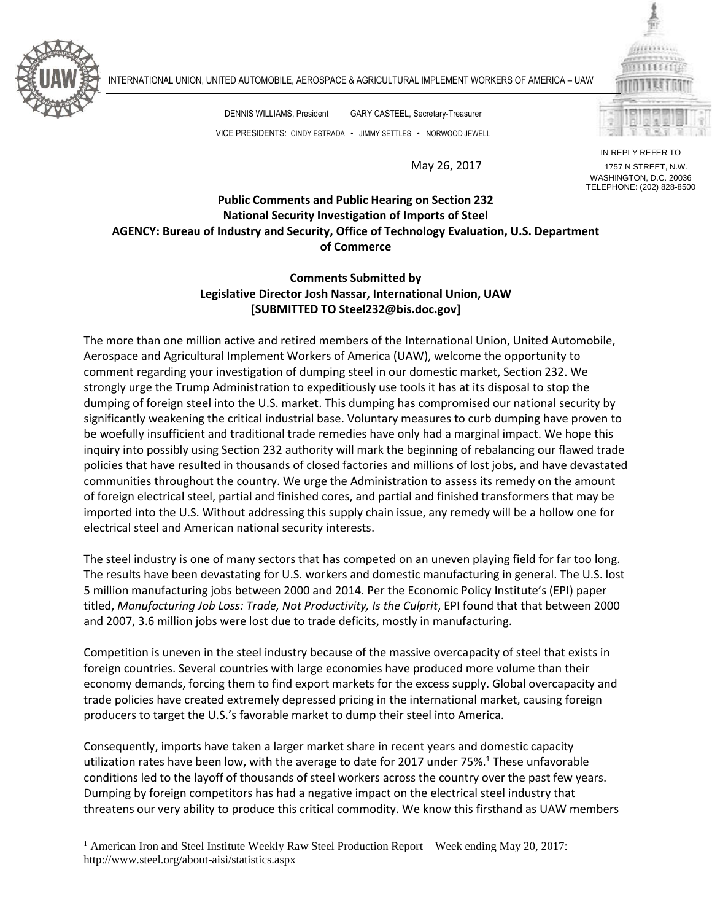INTERNATIONAL UNION, UNITED AUTOMOBILE, AEROSPACE & AGRICULTURAL IMPLEMENT WORKERS OF AMERICA – UAW

DENNIS WILLIAMS, President GARY CASTEEL, Secretary-Treasurer

VICE PRESIDENTS: CINDY ESTRADA • JIMMY SETTLES • NORWOOD JEWELL

IN REPLY REFER TO
1757 N STREET, N.W.
WASHINGTON, D.C. 20036
TELEPHONE: (202) 828-8500

May 26, 2017

**Public Comments and Public Hearing on Section 232**
**National Security Investigation of Imports of Steel**
**AGENCY: Bureau of lndustry and Security, Office of Technology Evaluation, U.S. Department of Commerce**

**Comments Submitted by**
**Legislative Director Josh Nassar, International Union, UAW**
**[SUBMITTED TO Steel232@bis.doc.gov]**

The more than one million active and retired members of the International Union, United Automobile, Aerospace and Agricultural Implement Workers of America (UAW), welcome the opportunity to comment regarding your investigation of dumping steel in our domestic market, Section 232. We strongly urge the Trump Administration to expeditiously use tools it has at its disposal to stop the dumping of foreign steel into the U.S. market. This dumping has compromised our national security by significantly weakening the critical industrial base. Voluntary measures to curb dumping have proven to be woefully insufficient and traditional trade remedies have only had a marginal impact. We hope this inquiry into possibly using Section 232 authority will mark the beginning of rebalancing our flawed trade policies that have resulted in thousands of closed factories and millions of lost jobs, and have devastated communities throughout the country. We urge the Administration to assess its remedy on the amount of foreign electrical steel, partial and finished cores, and partial and finished transformers that may be imported into the U.S. Without addressing this supply chain issue, any remedy will be a hollow one for electrical steel and American national security interests.

The steel industry is one of many sectors that has competed on an uneven playing field for far too long. The results have been devastating for U.S. workers and domestic manufacturing in general. The U.S. lost 5 million manufacturing jobs between 2000 and 2014. Per the Economic Policy Institute's (EPI) paper titled, *Manufacturing Job Loss: Trade, Not Productivity, Is the Culprit*, EPI found that that between 2000 and 2007, 3.6 million jobs were lost due to trade deficits, mostly in manufacturing.

Competition is uneven in the steel industry because of the massive overcapacity of steel that exists in foreign countries. Several countries with large economies have produced more volume than their economy demands, forcing them to find export markets for the excess supply. Global overcapacity and trade policies have created extremely depressed pricing in the international market, causing foreign producers to target the U.S.'s favorable market to dump their steel into America.

Consequently, imports have taken a larger market share in recent years and domestic capacity utilization rates have been low, with the average to date for 2017 under 75%.[1] These unfavorable conditions led to the layoff of thousands of steel workers across the country over the past few years. Dumping by foreign competitors has had a negative impact on the electrical steel industry that threatens our very ability to produce this critical commodity. We know this firsthand as UAW members

[1] American Iron and Steel Institute Weekly Raw Steel Production Report – Week ending May 20, 2017: http://www.steel.org/about-aisi/statistics.aspx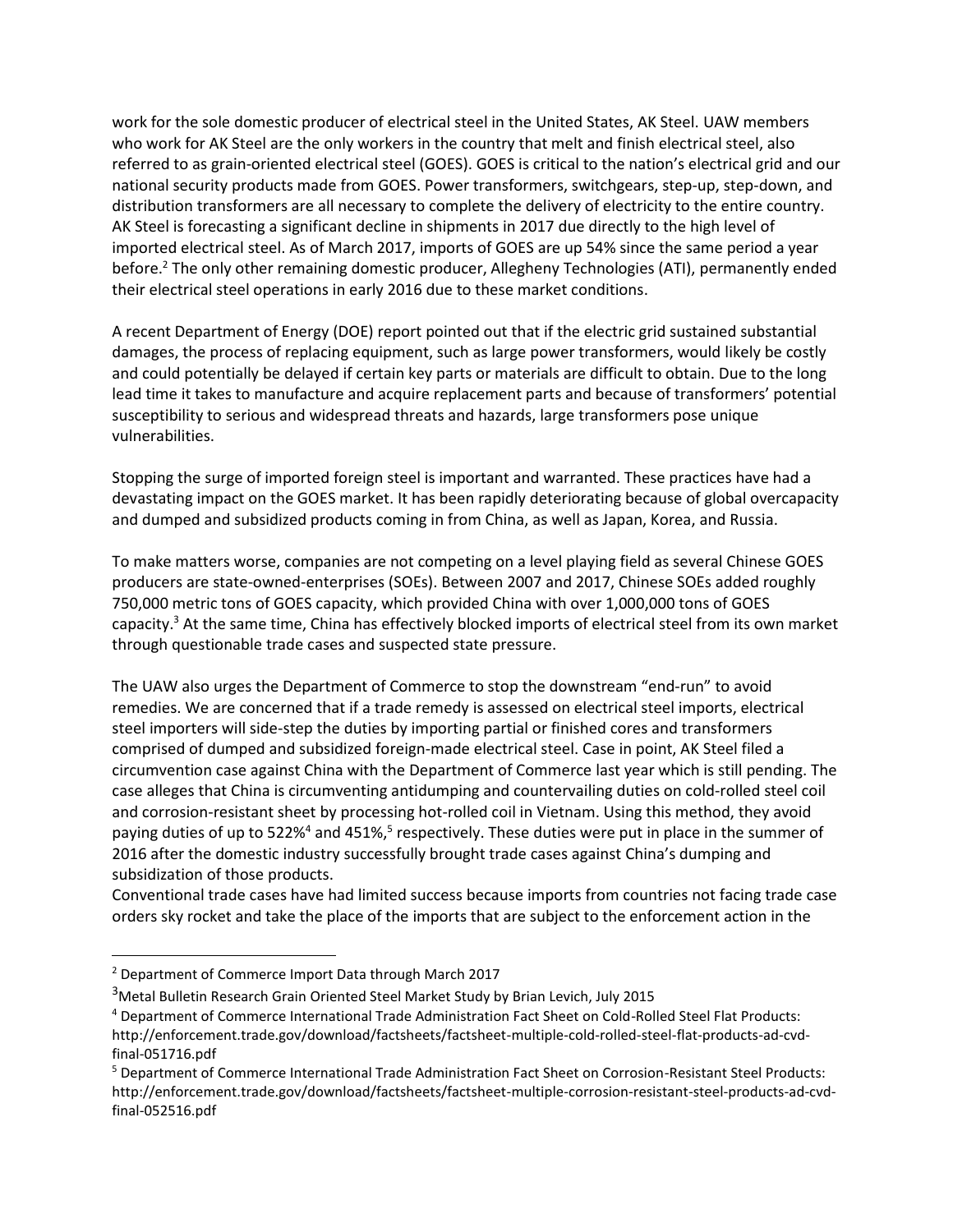work for the sole domestic producer of electrical steel in the United States, AK Steel. UAW members who work for AK Steel are the only workers in the country that melt and finish electrical steel, also referred to as grain-oriented electrical steel (GOES). GOES is critical to the nation's electrical grid and our national security products made from GOES. Power transformers, switchgears, step-up, step-down, and distribution transformers are all necessary to complete the delivery of electricity to the entire country. AK Steel is forecasting a significant decline in shipments in 2017 due directly to the high level of imported electrical steel. As of March 2017, imports of GOES are up 54% since the same period a year before.[2] The only other remaining domestic producer, Allegheny Technologies (ATI), permanently ended their electrical steel operations in early 2016 due to these market conditions.

A recent Department of Energy (DOE) report pointed out that if the electric grid sustained substantial damages, the process of replacing equipment, such as large power transformers, would likely be costly and could potentially be delayed if certain key parts or materials are difficult to obtain. Due to the long lead time it takes to manufacture and acquire replacement parts and because of transformers' potential susceptibility to serious and widespread threats and hazards, large transformers pose unique vulnerabilities.

Stopping the surge of imported foreign steel is important and warranted. These practices have had a devastating impact on the GOES market. It has been rapidly deteriorating because of global overcapacity and dumped and subsidized products coming in from China, as well as Japan, Korea, and Russia.

To make matters worse, companies are not competing on a level playing field as several Chinese GOES producers are state-owned-enterprises (SOEs). Between 2007 and 2017, Chinese SOEs added roughly 750,000 metric tons of GOES capacity, which provided China with over 1,000,000 tons of GOES capacity.[3] At the same time, China has effectively blocked imports of electrical steel from its own market through questionable trade cases and suspected state pressure.

The UAW also urges the Department of Commerce to stop the downstream "end-run" to avoid remedies. We are concerned that if a trade remedy is assessed on electrical steel imports, electrical steel importers will side-step the duties by importing partial or finished cores and transformers comprised of dumped and subsidized foreign-made electrical steel. Case in point, AK Steel filed a circumvention case against China with the Department of Commerce last year which is still pending. The case alleges that China is circumventing antidumping and countervailing duties on cold-rolled steel coil and corrosion-resistant sheet by processing hot-rolled coil in Vietnam. Using this method, they avoid paying duties of up to 522%[4] and 451%,[5] respectively. These duties were put in place in the summer of 2016 after the domestic industry successfully brought trade cases against China's dumping and subsidization of those products.

Conventional trade cases have had limited success because imports from countries not facing trade case orders sky rocket and take the place of the imports that are subject to the enforcement action in the

---

[2] Department of Commerce Import Data through March 2017

[3] Metal Bulletin Research Grain Oriented Steel Market Study by Brian Levich, July 2015

[4] Department of Commerce International Trade Administration Fact Sheet on Cold-Rolled Steel Flat Products: http://enforcement.trade.gov/download/factsheets/factsheet-multiple-cold-rolled-steel-flat-products-ad-cvd-final-051716.pdf

[5] Department of Commerce International Trade Administration Fact Sheet on Corrosion-Resistant Steel Products: http://enforcement.trade.gov/download/factsheets/factsheet-multiple-corrosion-resistant-steel-products-ad-cvd-final-052516.pdf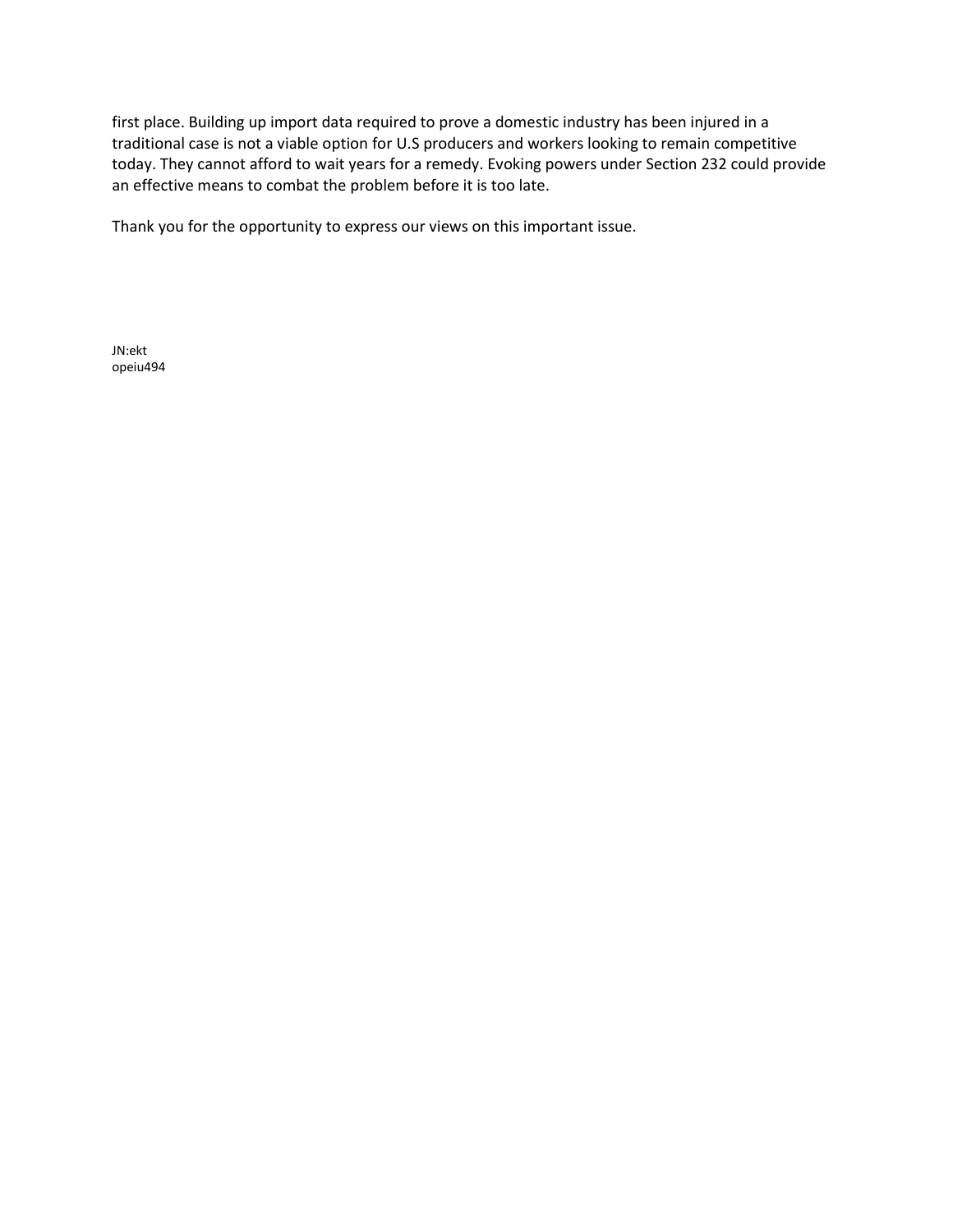first place. Building up import data required to prove a domestic industry has been injured in a traditional case is not a viable option for U.S producers and workers looking to remain competitive today. They cannot afford to wait years for a remedy. Evoking powers under Section 232 could provide an effective means to combat the problem before it is too late.

Thank you for the opportunity to express our views on this important issue.

JN:ekt
opeiu494